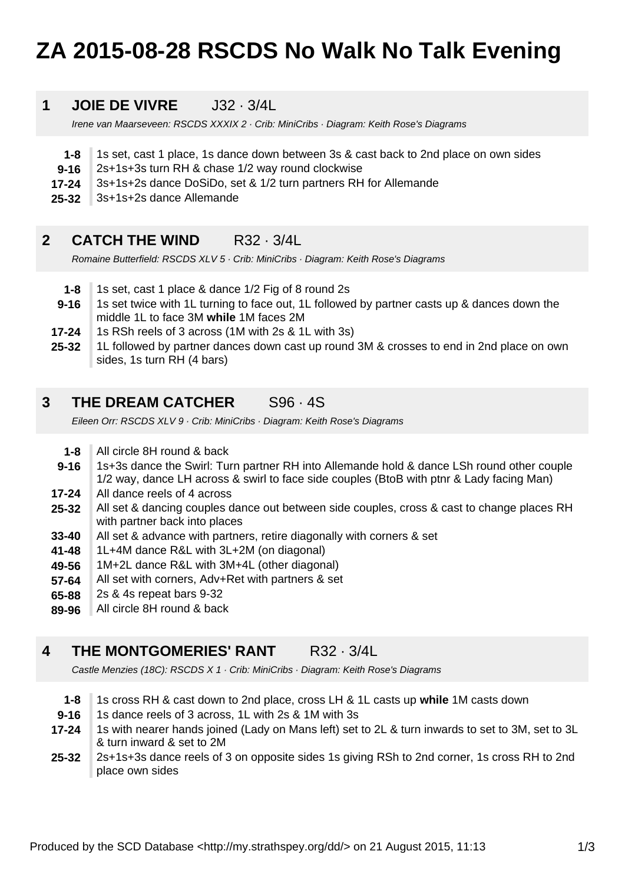# ZA 2015-08-28 RSCDS No Walk No Talk Evening

## 1 JOIE DE VIVRE J32 · 3/4L

*Irene van Maarseveen: RSCDS XXXIX 2 · Crib: MiniCribs · Diagram: Keith Rose's Diagrams*

| | |
|---|---|
| **1-8** | 1s set, cast 1 place, 1s dance down between 3s & cast back to 2nd place on own sides |
| **9-16** | 2s+1s+3s turn RH & chase 1/2 way round clockwise |
| **17-24** | 3s+1s+2s dance DoSiDo, set & 1/2 turn partners RH for Allemande |
| **25-32** | 3s+1s+2s dance Allemande |

## 2 CATCH THE WIND R32 · 3/4L

*Romaine Butterfield: RSCDS XLV 5 · Crib: MiniCribs · Diagram: Keith Rose's Diagrams*

| | |
|---|---|
| **1-8** | 1s set, cast 1 place & dance 1/2 Fig of 8 round 2s |
| **9-16** | 1s set twice with 1L turning to face out, 1L followed by partner casts up & dances down the middle 1L to face 3M **while** 1M faces 2M |
| **17-24** | 1s RSh reels of 3 across (1M with 2s & 1L with 3s) |
| **25-32** | 1L followed by partner dances down cast up round 3M & crosses to end in 2nd place on own sides, 1s turn RH (4 bars) |

## 3 THE DREAM CATCHER S96 · 4S

*Eileen Orr: RSCDS XLV 9 · Crib: MiniCribs · Diagram: Keith Rose's Diagrams*

| | |
|---|---|
| **1-8** | All circle 8H round & back |
| **9-16** | 1s+3s dance the Swirl: Turn partner RH into Allemande hold & dance LSh round other couple 1/2 way, dance LH across & swirl to face side couples (BtoB with ptnr & Lady facing Man) |
| **17-24** | All dance reels of 4 across |
| **25-32** | All set & dancing couples dance out between side couples, cross & cast to change places RH with partner back into places |
| **33-40** | All set & advance with partners, retire diagonally with corners & set |
| **41-48** | 1L+4M dance R&L with 3L+2M (on diagonal) |
| **49-56** | 1M+2L dance R&L with 3M+4L (other diagonal) |
| **57-64** | All set with corners, Adv+Ret with partners & set |
| **65-88** | 2s & 4s repeat bars 9-32 |
| **89-96** | All circle 8H round & back |

## 4 THE MONTGOMERIES' RANT R32 · 3/4L

*Castle Menzies (18C): RSCDS X 1 · Crib: MiniCribs · Diagram: Keith Rose's Diagrams*

| | |
|---|---|
| **1-8** | 1s cross RH & cast down to 2nd place, cross LH & 1L casts up **while** 1M casts down |
| **9-16** | 1s dance reels of 3 across, 1L with 2s & 1M with 3s |
| **17-24** | 1s with nearer hands joined (Lady on Mans left) set to 2L & turn inwards to set to 3M, set to 3L & turn inward & set to 2M |
| **25-32** | 2s+1s+3s dance reels of 3 on opposite sides 1s giving RSh to 2nd corner, 1s cross RH to 2nd place own sides |

Produced by the SCD Database <http://my.strathspey.org/dd/> on 21 August 2015, 11:13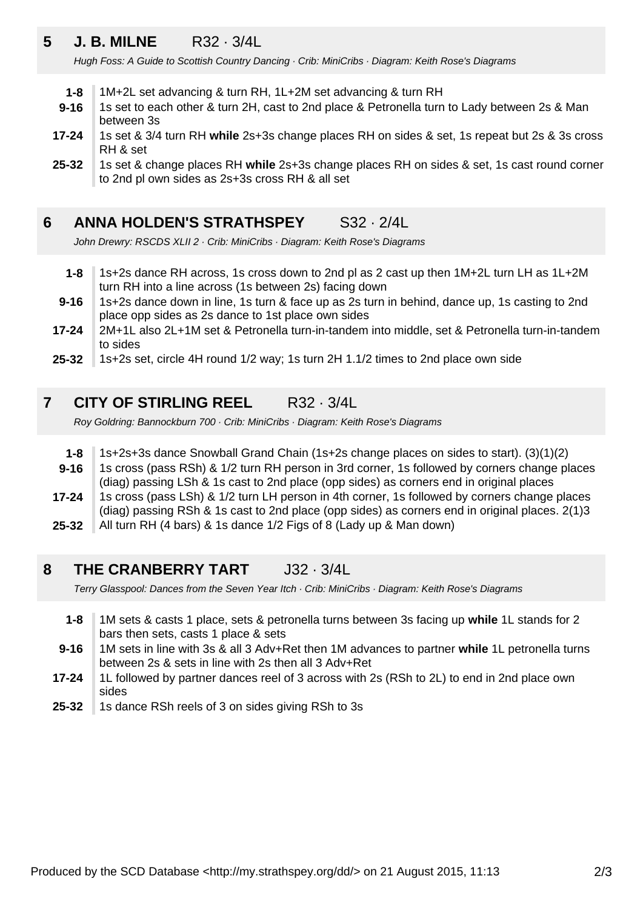## 5 J. B. MILNE R32 · 3/4L

*Hugh Foss: A Guide to Scottish Country Dancing · Crib: MiniCribs · Diagram: Keith Rose's Diagrams*

| | |
|---|---|
| **1-8** | 1M+2L set advancing & turn RH, 1L+2M set advancing & turn RH |
| **9-16** | 1s set to each other & turn 2H, cast to 2nd place & Petronella turn to Lady between 2s & Man between 3s |
| **17-24** | 1s set & 3/4 turn RH **while** 2s+3s change places RH on sides & set, 1s repeat but 2s & 3s cross RH & set |
| **25-32** | 1s set & change places RH **while** 2s+3s change places RH on sides & set, 1s cast round corner to 2nd pl own sides as 2s+3s cross RH & all set |

## 6 ANNA HOLDEN'S STRATHSPEY S32 · 2/4L

*John Drewry: RSCDS XLII 2 · Crib: MiniCribs · Diagram: Keith Rose's Diagrams*

| | |
|---|---|
| **1-8** | 1s+2s dance RH across, 1s cross down to 2nd pl as 2 cast up then 1M+2L turn LH as 1L+2M turn RH into a line across (1s between 2s) facing down |
| **9-16** | 1s+2s dance down in line, 1s turn & face up as 2s turn in behind, dance up, 1s casting to 2nd place opp sides as 2s dance to 1st place own sides |
| **17-24** | 2M+1L also 2L+1M set & Petronella turn-in-tandem into middle, set & Petronella turn-in-tandem to sides |
| **25-32** | 1s+2s set, circle 4H round 1/2 way; 1s turn 2H 1.1/2 times to 2nd place own side |

## 7 CITY OF STIRLING REEL R32 · 3/4L

*Roy Goldring: Bannockburn 700 · Crib: MiniCribs · Diagram: Keith Rose's Diagrams*

| | |
|---|---|
| **1-8** | 1s+2s+3s dance Snowball Grand Chain (1s+2s change places on sides to start). (3)(1)(2) |
| **9-16** | 1s cross (pass RSh) & 1/2 turn RH person in 3rd corner, 1s followed by corners change places (diag) passing LSh & 1s cast to 2nd place (opp sides) as corners end in original places |
| **17-24** | 1s cross (pass LSh) & 1/2 turn LH person in 4th corner, 1s followed by corners change places (diag) passing RSh & 1s cast to 2nd place (opp sides) as corners end in original places. 2(1)3 |
| **25-32** | All turn RH (4 bars) & 1s dance 1/2 Figs of 8 (Lady up & Man down) |

## 8 THE CRANBERRY TART J32 · 3/4L

*Terry Glasspool: Dances from the Seven Year Itch · Crib: MiniCribs · Diagram: Keith Rose's Diagrams*

| | |
|---|---|
| **1-8** | 1M sets & casts 1 place, sets & petronella turns between 3s facing up **while** 1L stands for 2 bars then sets, casts 1 place & sets |
| **9-16** | 1M sets in line with 3s & all 3 Adv+Ret then 1M advances to partner **while** 1L petronella turns between 2s & sets in line with 2s then all 3 Adv+Ret |
| **17-24** | 1L followed by partner dances reel of 3 across with 2s (RSh to 2L) to end in 2nd place own sides |
| **25-32** | 1s dance RSh reels of 3 on sides giving RSh to 3s |

Produced by the SCD Database <http://my.strathspey.org/dd/> on 21 August 2015, 11:13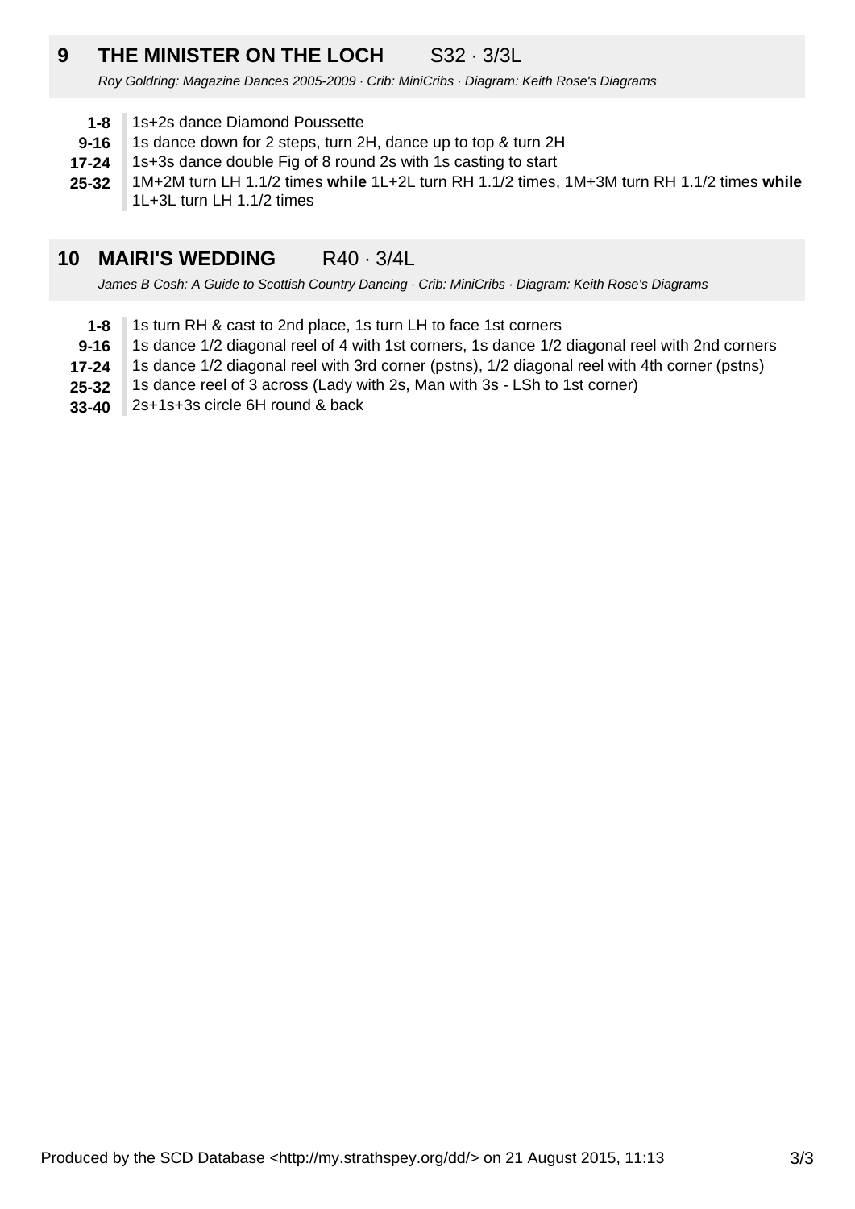## 9 THE MINISTER ON THE LOCH S32 · 3/3L

*Roy Goldring: Magazine Dances 2005-2009 · Crib: MiniCribs · Diagram: Keith Rose's Diagrams*

| | |
|---|---|
| **1-8** | 1s+2s dance Diamond Poussette |
| **9-16** | 1s dance down for 2 steps, turn 2H, dance up to top & turn 2H |
| **17-24** | 1s+3s dance double Fig of 8 round 2s with 1s casting to start |
| **25-32** | 1M+2M turn LH 1.1/2 times **while** 1L+2L turn RH 1.1/2 times, 1M+3M turn RH 1.1/2 times **while** 1L+3L turn LH 1.1/2 times |

## 10 MAIRI'S WEDDING R40 · 3/4L

*James B Cosh: A Guide to Scottish Country Dancing · Crib: MiniCribs · Diagram: Keith Rose's Diagrams*

| | |
|---|---|
| **1-8** | 1s turn RH & cast to 2nd place, 1s turn LH to face 1st corners |
| **9-16** | 1s dance 1/2 diagonal reel of 4 with 1st corners, 1s dance 1/2 diagonal reel with 2nd corners |
| **17-24** | 1s dance 1/2 diagonal reel with 3rd corner (pstns), 1/2 diagonal reel with 4th corner (pstns) |
| **25-32** | 1s dance reel of 3 across (Lady with 2s, Man with 3s - LSh to 1st corner) |
| **33-40** | 2s+1s+3s circle 6H round & back |

Produced by the SCD Database <http://my.strathspey.org/dd/> on 21 August 2015, 11:13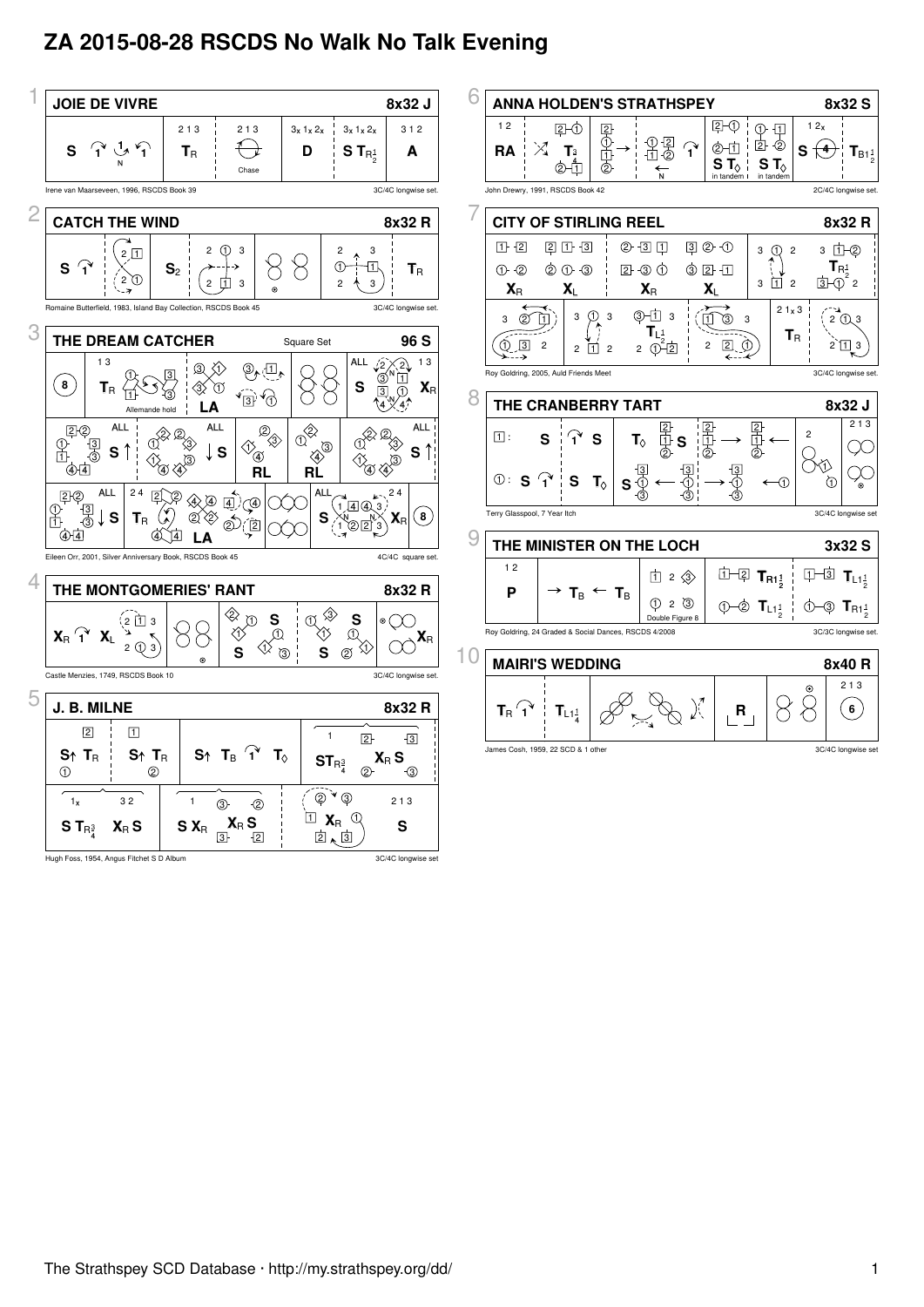# ZA 2015-08-28 RSCDS No Walk No Talk Evening

## 1 JOIE DE VIVRE — 8x32 J

S | 1 N | 2 1 3 T_R | 2 1 3 Chase | 3x 1x 2x D | 3x 1x 2x S T_R½ | 3 1 2 A

Irene van Maarseveen, 1996, RSCDS Book 39 — 3C/4C longwise set.

## 2 CATCH THE WIND — 8x32 R

S 1 | 2 1 | S₂ | 2 1 3 | | 2 3 1 | T_R

Romaine Butterfield, 1983, Island Bay Collection, RSCDS Book 45 — 3C/4C longwise set.

## 3 THE DREAM CATCHER — Square Set — 96 S

8 | 1 3 T_R | Allemande hold | LA | | | ALL S | 1 3 X_R

ALL S ↑ | ALL ↓ S | RL | RL | ALL S ↑

ALL ↓ S | 2 4 T_R | LA | | | ALL S | 2 4 X_R | 8

Eileen Orr, 2001, Silver Anniversary Book, RSCDS Book 45 — 4C/4C square set.

## 4 THE MONTGOMERIES' RANT — 8x32 R

X_R 1 X_L | 2 1 3 | | S S | S S | X_R

Castle Menzies, 1749, RSCDS Book 10 — 3C/4C longwise set.

## 5 J. B. MILNE — 8x32 R

S↑ T_R | S↑ T_R | S↑ T_B 1 T◊ | ST_R¾ | X_R S

1x 3 2 S T_R¾ X_R S | S X_R X_R S | X_R | 2 1 3 S

Hugh Foss, 1954, Angus Fitchet S D Album — 3C/4C longwise set

## 6 ANNA HOLDEN'S STRATHSPEY — 8x32 S

1 2 RA | T₃ | | N | S T◊ in tandem | S T◊ in tandem | 1 2x S 4 T_B1½

John Drewry, 1991, RSCDS Book 42 — 2C/4C longwise set.

## 7 CITY OF STIRLING REEL — 8x32 R

X_R | X_L | X_R | X_L | 3 1 2 | T_R½

3 2 1 | T_L½ | | 2 1x 3 T_R | 2 1 3

Roy Goldring, 2005, Auld Friends Meet — 3C/4C longwise set.

## 8 THE CRANBERRY TART — 8x32 J

1: S 1 S | T◊ S | | | 2 | 2 1 3

1: S 1 S T◊ | S | | | 

Terry Glasspool, 7 Year Itch — 3C/4C longwise set

## 9 THE MINISTER ON THE LOCH — 3x32 S

1 2 P | → T_B ← T_B | 1 2 3 Double Figure 8 | 1-2 T_R1½, 1-2 T_L1½ | 1-3 T_L1½, 1-3 T_R1½

Roy Goldring, 24 Graded & Social Dances, RSCDS 4/2008 — 3C/3C longwise set.

## 10 MAIRI'S WEDDING — 8x40 R

T_R 1 | T_L1¼ | | R | | 2 1 3 6

James Cosh, 1959, 22 SCD & 1 other — 3C/4C longwise set